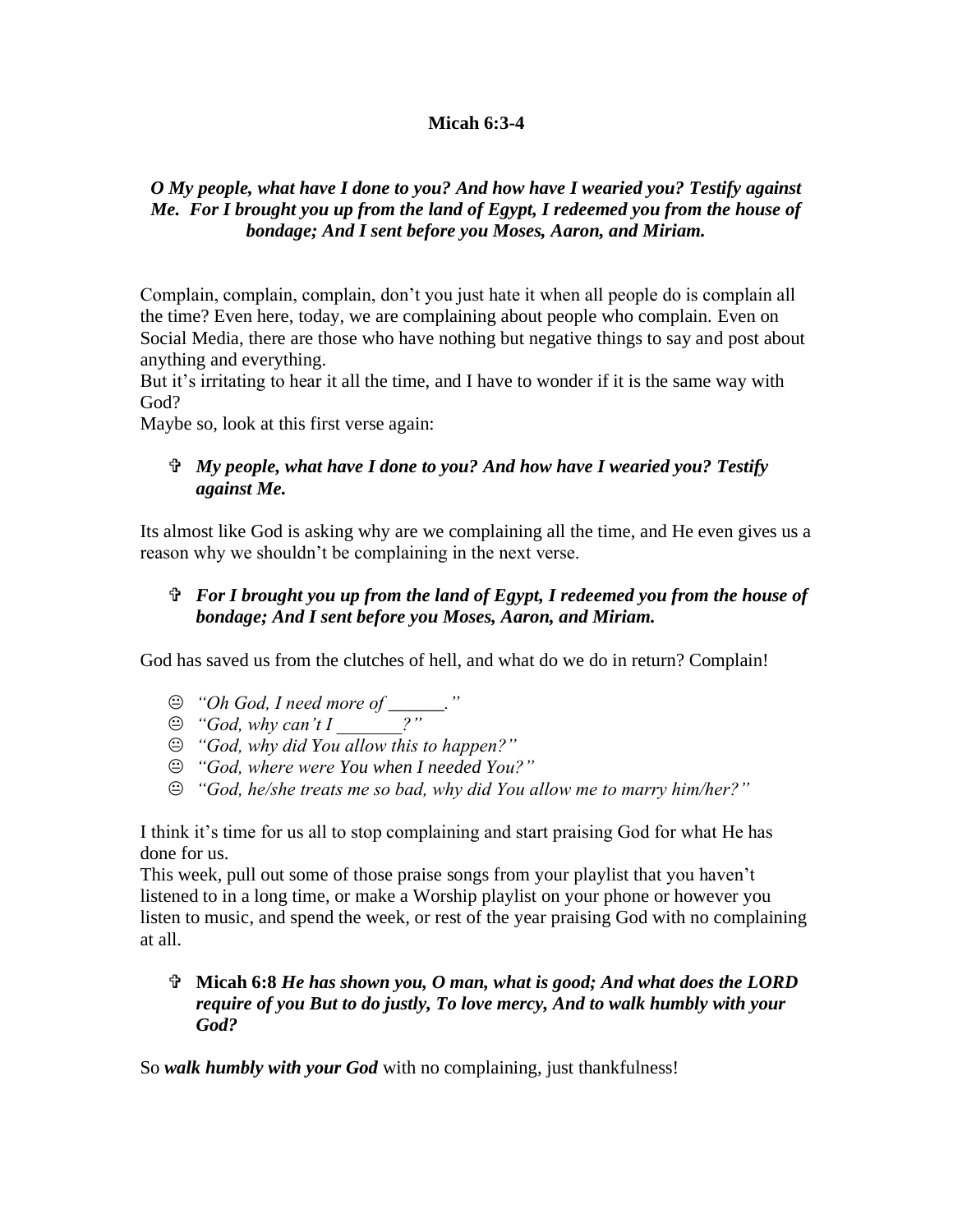# Micah 6:3-4

***O My people, what have I done to you? And how have I wearied you? Testify against Me. For I brought you up from the land of Egypt, I redeemed you from the house of bondage; And I sent before you Moses, Aaron, and Miriam.***

Complain, complain, complain, don't you just hate it when all people do is complain all the time? Even here, today, we are complaining about people who complain. Even on Social Media, there are those who have nothing but negative things to say and post about anything and everything.

But it's irritating to hear it all the time, and I have to wonder if it is the same way with God?

Maybe so, look at this first verse again:

- ***My people, what have I done to you? And how have I wearied you? Testify against Me.***

Its almost like God is asking why are we complaining all the time, and He even gives us a reason why we shouldn't be complaining in the next verse.

- ***For I brought you up from the land of Egypt, I redeemed you from the house of bondage; And I sent before you Moses, Aaron, and Miriam.***

God has saved us from the clutches of hell, and what do we do in return? Complain!

- *"Oh God, I need more of ______."*
- *"God, why can't I _______?"*
- *"God, why did You allow this to happen?"*
- *"God, where were You when I needed You?"*
- *"God, he/she treats me so bad, why did You allow me to marry him/her?"*

I think it's time for us all to stop complaining and start praising God for what He has done for us.

This week, pull out some of those praise songs from your playlist that you haven't listened to in a long time, or make a Worship playlist on your phone or however you listen to music, and spend the week, or rest of the year praising God with no complaining at all.

- **Micah 6:8** ***He has shown you, O man, what is good; And what does the LORD require of you But to do justly, To love mercy, And to walk humbly with your God?***

So ***walk humbly with your God*** with no complaining, just thankfulness!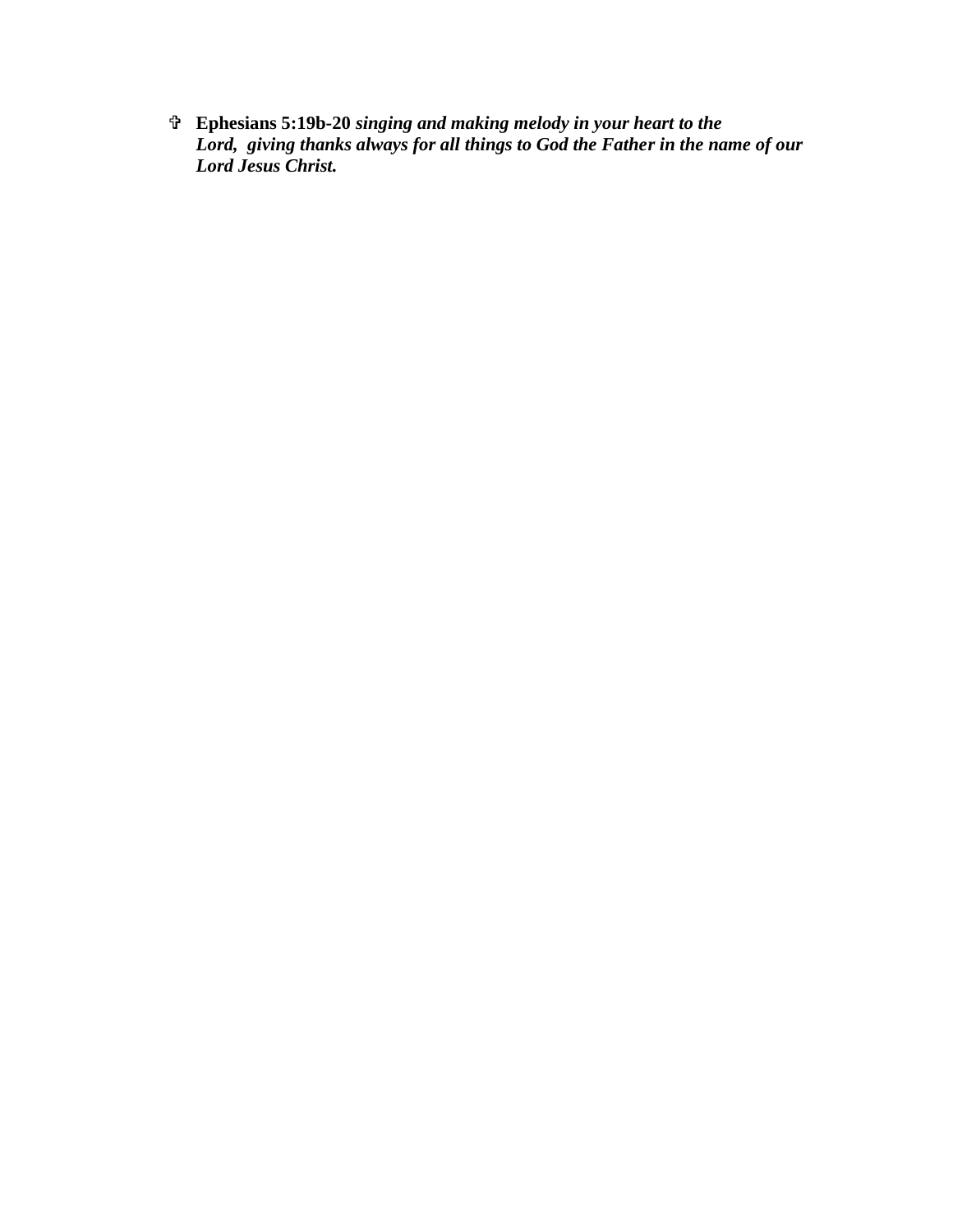- ✞ **Ephesians 5:19b-20** ***singing and making melody in your heart to the Lord, giving thanks always for all things to God the Father in the name of our Lord Jesus Christ.***